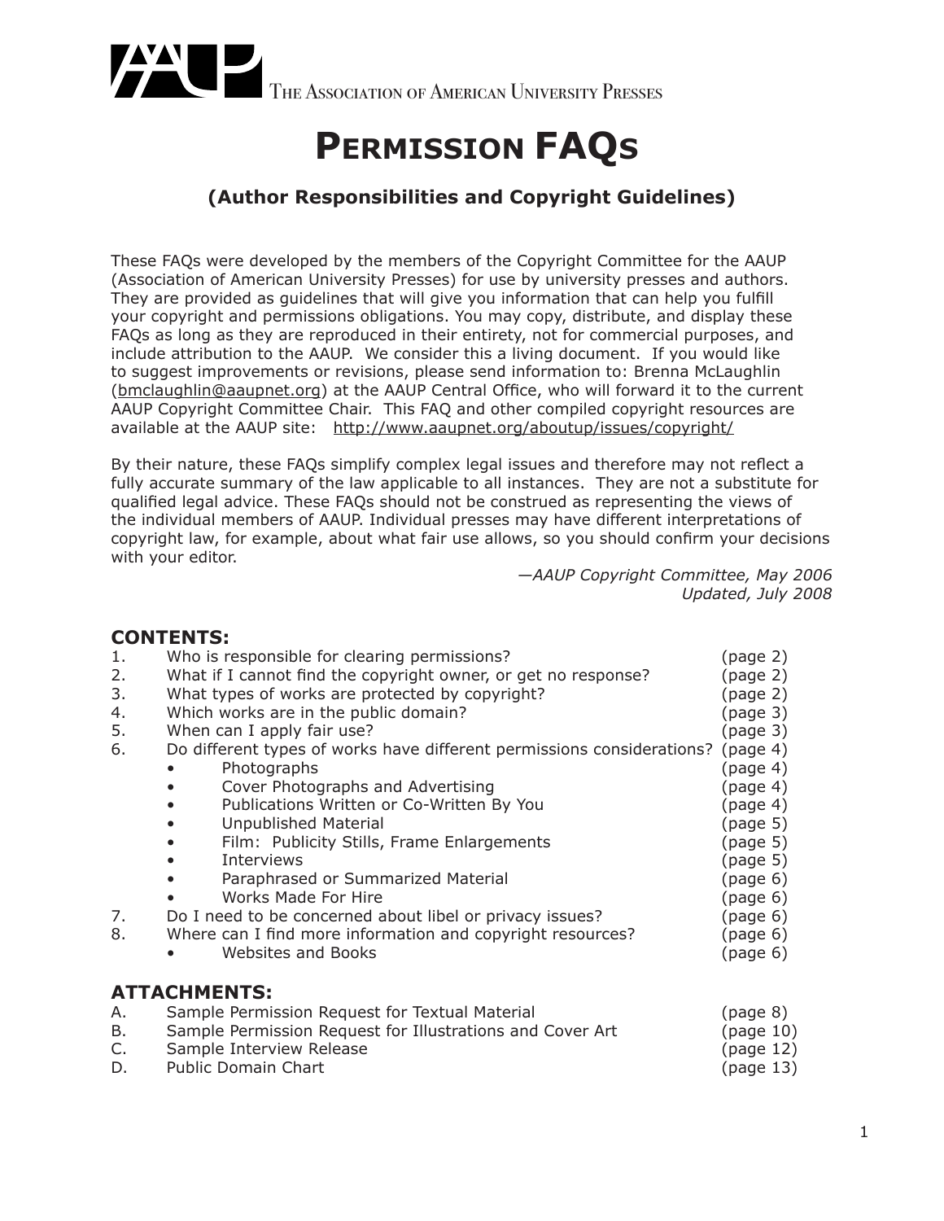AAUP The Association of American University Presses

# Permission FAQs

### (Author Responsibilities and Copyright Guidelines)

These FAQs were developed by the members of the Copyright Committee for the AAUP (Association of American University Presses) for use by university presses and authors. They are provided as guidelines that will give you information that can help you fulfill your copyright and permissions obligations. You may copy, distribute, and display these FAQs as long as they are reproduced in their entirety, not for commercial purposes, and include attribution to the AAUP. We consider this a living document. If you would like to suggest improvements or revisions, please send information to: Brenna McLaughlin (bmclaughlin@aaupnet.org) at the AAUP Central Office, who will forward it to the current AAUP Copyright Committee Chair. This FAQ and other compiled copyright resources are available at the AAUP site: http://www.aaupnet.org/aboutup/issues/copyright/

By their nature, these FAQs simplify complex legal issues and therefore may not reflect a fully accurate summary of the law applicable to all instances. They are not a substitute for qualified legal advice. These FAQs should not be construed as representing the views of the individual members of AAUP. Individual presses may have different interpretations of copyright law, for example, about what fair use allows, so you should confirm your decisions with your editor.

*—AAUP Copyright Committee, May 2006*
*Updated, July 2008*

## CONTENTS:

1. Who is responsible for clearing permissions? (page 2)
2. What if I cannot find the copyright owner, or get no response? (page 2)
3. What types of works are protected by copyright? (page 2)
4. Which works are in the public domain? (page 3)
5. When can I apply fair use? (page 3)
6. Do different types of works have different permissions considerations? (page 4)
   - Photographs (page 4)
   - Cover Photographs and Advertising (page 4)
   - Publications Written or Co-Written By You (page 4)
   - Unpublished Material (page 5)
   - Film: Publicity Stills, Frame Enlargements (page 5)
   - Interviews (page 5)
   - Paraphrased or Summarized Material (page 6)
   - Works Made For Hire (page 6)
7. Do I need to be concerned about libel or privacy issues? (page 6)
8. Where can I find more information and copyright resources? (page 6)
   - Websites and Books (page 6)

## ATTACHMENTS:

A. Sample Permission Request for Textual Material (page 8)
B. Sample Permission Request for Illustrations and Cover Art (page 10)
C. Sample Interview Release (page 12)
D. Public Domain Chart (page 13)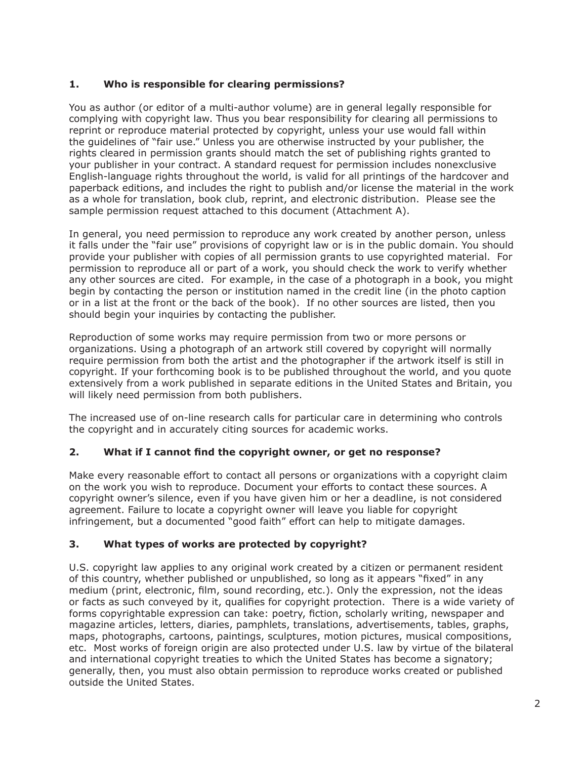## 1. Who is responsible for clearing permissions?

You as author (or editor of a multi-author volume) are in general legally responsible for complying with copyright law. Thus you bear responsibility for clearing all permissions to reprint or reproduce material protected by copyright, unless your use would fall within the guidelines of "fair use." Unless you are otherwise instructed by your publisher, the rights cleared in permission grants should match the set of publishing rights granted to your publisher in your contract. A standard request for permission includes nonexclusive English-language rights throughout the world, is valid for all printings of the hardcover and paperback editions, and includes the right to publish and/or license the material in the work as a whole for translation, book club, reprint, and electronic distribution. Please see the sample permission request attached to this document (Attachment A).

In general, you need permission to reproduce any work created by another person, unless it falls under the "fair use" provisions of copyright law or is in the public domain. You should provide your publisher with copies of all permission grants to use copyrighted material. For permission to reproduce all or part of a work, you should check the work to verify whether any other sources are cited. For example, in the case of a photograph in a book, you might begin by contacting the person or institution named in the credit line (in the photo caption or in a list at the front or the back of the book). If no other sources are listed, then you should begin your inquiries by contacting the publisher.

Reproduction of some works may require permission from two or more persons or organizations. Using a photograph of an artwork still covered by copyright will normally require permission from both the artist and the photographer if the artwork itself is still in copyright. If your forthcoming book is to be published throughout the world, and you quote extensively from a work published in separate editions in the United States and Britain, you will likely need permission from both publishers.

The increased use of on-line research calls for particular care in determining who controls the copyright and in accurately citing sources for academic works.

## 2. What if I cannot find the copyright owner, or get no response?

Make every reasonable effort to contact all persons or organizations with a copyright claim on the work you wish to reproduce. Document your efforts to contact these sources. A copyright owner's silence, even if you have given him or her a deadline, is not considered agreement. Failure to locate a copyright owner will leave you liable for copyright infringement, but a documented "good faith" effort can help to mitigate damages.

## 3. What types of works are protected by copyright?

U.S. copyright law applies to any original work created by a citizen or permanent resident of this country, whether published or unpublished, so long as it appears "fixed" in any medium (print, electronic, film, sound recording, etc.). Only the expression, not the ideas or facts as such conveyed by it, qualifies for copyright protection. There is a wide variety of forms copyrightable expression can take: poetry, fiction, scholarly writing, newspaper and magazine articles, letters, diaries, pamphlets, translations, advertisements, tables, graphs, maps, photographs, cartoons, paintings, sculptures, motion pictures, musical compositions, etc. Most works of foreign origin are also protected under U.S. law by virtue of the bilateral and international copyright treaties to which the United States has become a signatory; generally, then, you must also obtain permission to reproduce works created or published outside the United States.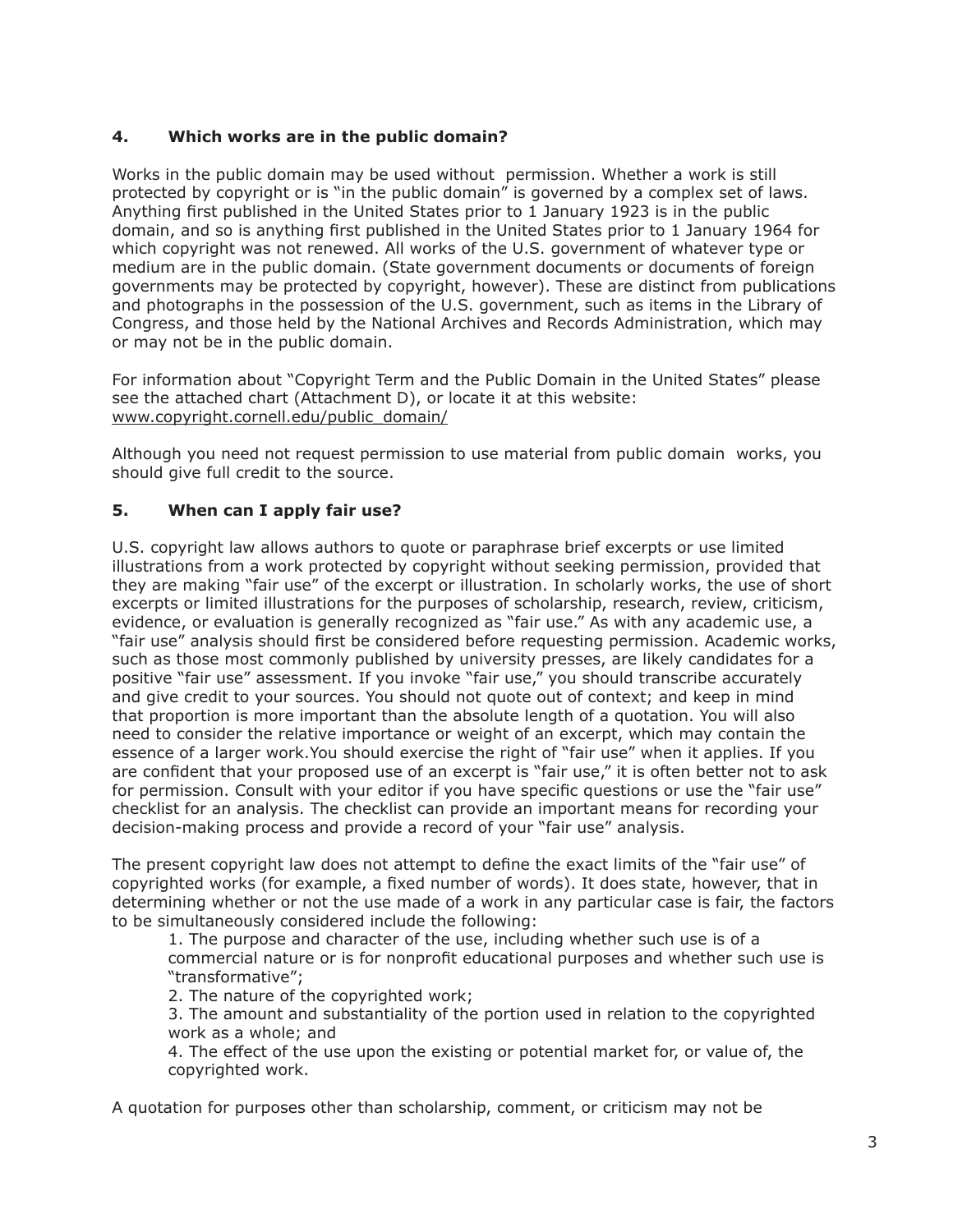## 4. Which works are in the public domain?

Works in the public domain may be used without permission. Whether a work is still protected by copyright or is "in the public domain" is governed by a complex set of laws. Anything first published in the United States prior to 1 January 1923 is in the public domain, and so is anything first published in the United States prior to 1 January 1964 for which copyright was not renewed. All works of the U.S. government of whatever type or medium are in the public domain. (State government documents or documents of foreign governments may be protected by copyright, however). These are distinct from publications and photographs in the possession of the U.S. government, such as items in the Library of Congress, and those held by the National Archives and Records Administration, which may or may not be in the public domain.

For information about "Copyright Term and the Public Domain in the United States" please see the attached chart (Attachment D), or locate it at this website: www.copyright.cornell.edu/public_domain/

Although you need not request permission to use material from public domain works, you should give full credit to the source.

## 5. When can I apply fair use?

U.S. copyright law allows authors to quote or paraphrase brief excerpts or use limited illustrations from a work protected by copyright without seeking permission, provided that they are making "fair use" of the excerpt or illustration. In scholarly works, the use of short excerpts or limited illustrations for the purposes of scholarship, research, review, criticism, evidence, or evaluation is generally recognized as "fair use." As with any academic use, a "fair use" analysis should first be considered before requesting permission. Academic works, such as those most commonly published by university presses, are likely candidates for a positive "fair use" assessment. If you invoke "fair use," you should transcribe accurately and give credit to your sources. You should not quote out of context; and keep in mind that proportion is more important than the absolute length of a quotation. You will also need to consider the relative importance or weight of an excerpt, which may contain the essence of a larger work.You should exercise the right of "fair use" when it applies. If you are confident that your proposed use of an excerpt is "fair use," it is often better not to ask for permission. Consult with your editor if you have specific questions or use the "fair use" checklist for an analysis. The checklist can provide an important means for recording your decision-making process and provide a record of your "fair use" analysis.

The present copyright law does not attempt to define the exact limits of the "fair use" of copyrighted works (for example, a fixed number of words). It does state, however, that in determining whether or not the use made of a work in any particular case is fair, the factors to be simultaneously considered include the following:

1. The purpose and character of the use, including whether such use is of a commercial nature or is for nonprofit educational purposes and whether such use is "transformative";
2. The nature of the copyrighted work;
3. The amount and substantiality of the portion used in relation to the copyrighted work as a whole; and
4. The effect of the use upon the existing or potential market for, or value of, the copyrighted work.

A quotation for purposes other than scholarship, comment, or criticism may not be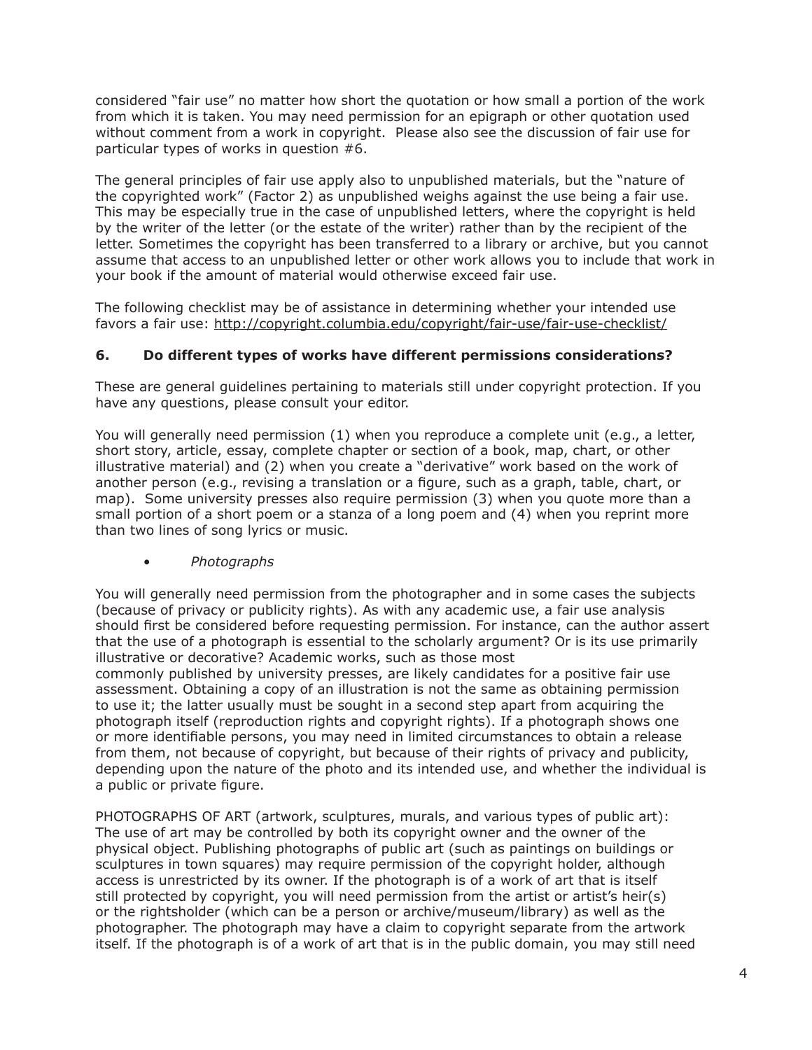considered "fair use" no matter how short the quotation or how small a portion of the work from which it is taken. You may need permission for an epigraph or other quotation used without comment from a work in copyright. Please also see the discussion of fair use for particular types of works in question #6.

The general principles of fair use apply also to unpublished materials, but the "nature of the copyrighted work" (Factor 2) as unpublished weighs against the use being a fair use. This may be especially true in the case of unpublished letters, where the copyright is held by the writer of the letter (or the estate of the writer) rather than by the recipient of the letter. Sometimes the copyright has been transferred to a library or archive, but you cannot assume that access to an unpublished letter or other work allows you to include that work in your book if the amount of material would otherwise exceed fair use.

The following checklist may be of assistance in determining whether your intended use favors a fair use: http://copyright.columbia.edu/copyright/fair-use/fair-use-checklist/

### 6. Do different types of works have different permissions considerations?

These are general guidelines pertaining to materials still under copyright protection. If you have any questions, please consult your editor.

You will generally need permission (1) when you reproduce a complete unit (e.g., a letter, short story, article, essay, complete chapter or section of a book, map, chart, or other illustrative material) and (2) when you create a "derivative" work based on the work of another person (e.g., revising a translation or a figure, such as a graph, table, chart, or map). Some university presses also require permission (3) when you quote more than a small portion of a short poem or a stanza of a long poem and (4) when you reprint more than two lines of song lyrics or music.

- *Photographs*

You will generally need permission from the photographer and in some cases the subjects (because of privacy or publicity rights). As with any academic use, a fair use analysis should first be considered before requesting permission. For instance, can the author assert that the use of a photograph is essential to the scholarly argument? Or is its use primarily illustrative or decorative? Academic works, such as those most commonly published by university presses, are likely candidates for a positive fair use assessment. Obtaining a copy of an illustration is not the same as obtaining permission to use it; the latter usually must be sought in a second step apart from acquiring the photograph itself (reproduction rights and copyright rights). If a photograph shows one or more identifiable persons, you may need in limited circumstances to obtain a release from them, not because of copyright, but because of their rights of privacy and publicity, depending upon the nature of the photo and its intended use, and whether the individual is a public or private figure.

PHOTOGRAPHS OF ART (artwork, sculptures, murals, and various types of public art): The use of art may be controlled by both its copyright owner and the owner of the physical object. Publishing photographs of public art (such as paintings on buildings or sculptures in town squares) may require permission of the copyright holder, although access is unrestricted by its owner. If the photograph is of a work of art that is itself still protected by copyright, you will need permission from the artist or artist's heir(s) or the rightsholder (which can be a person or archive/museum/library) as well as the photographer. The photograph may have a claim to copyright separate from the artwork itself. If the photograph is of a work of art that is in the public domain, you may still need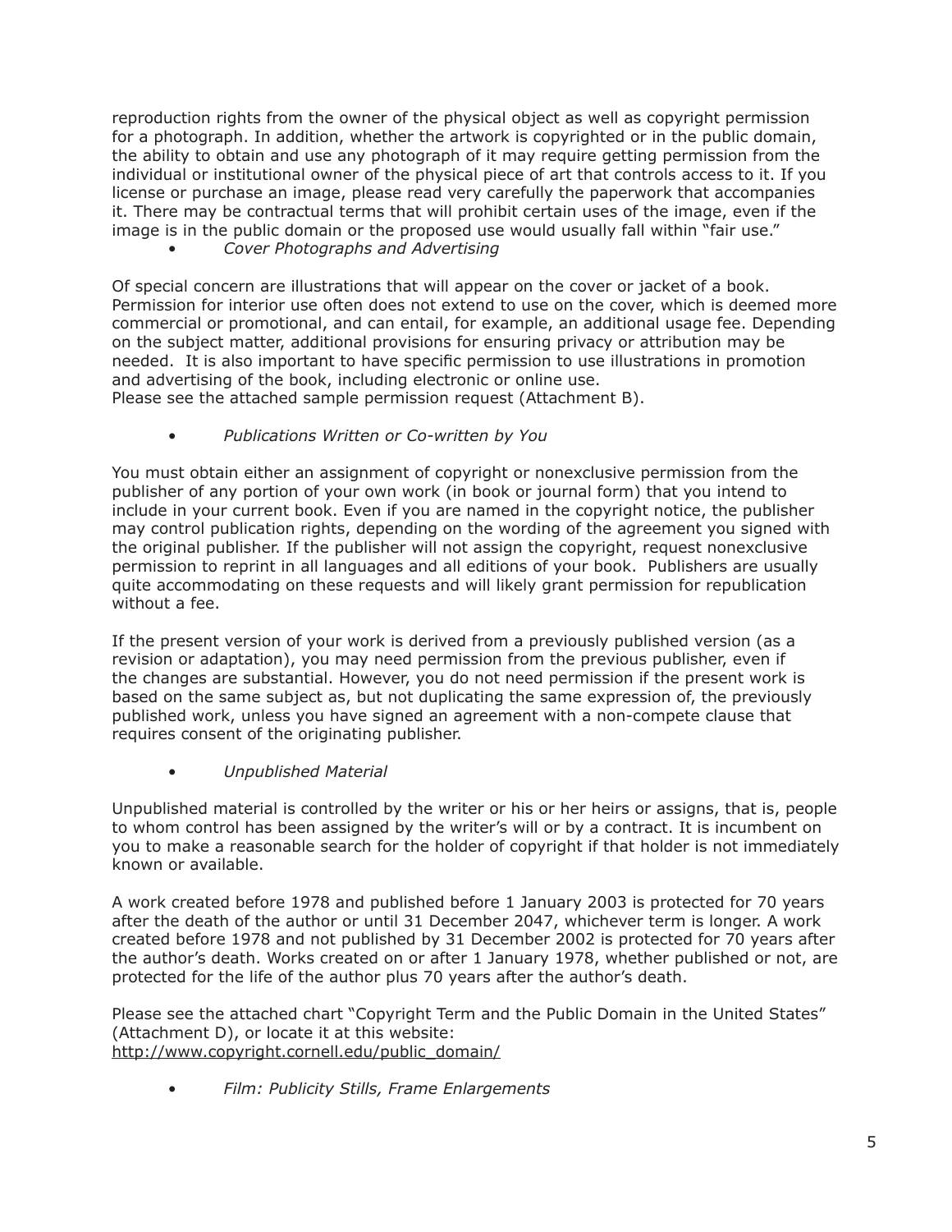reproduction rights from the owner of the physical object as well as copyright permission for a photograph. In addition, whether the artwork is copyrighted or in the public domain, the ability to obtain and use any photograph of it may require getting permission from the individual or institutional owner of the physical piece of art that controls access to it. If you license or purchase an image, please read very carefully the paperwork that accompanies it. There may be contractual terms that will prohibit certain uses of the image, even if the image is in the public domain or the proposed use would usually fall within "fair use."

- *Cover Photographs and Advertising*

Of special concern are illustrations that will appear on the cover or jacket of a book. Permission for interior use often does not extend to use on the cover, which is deemed more commercial or promotional, and can entail, for example, an additional usage fee. Depending on the subject matter, additional provisions for ensuring privacy or attribution may be needed. It is also important to have specific permission to use illustrations in promotion and advertising of the book, including electronic or online use.
Please see the attached sample permission request (Attachment B).

- *Publications Written or Co-written by You*

You must obtain either an assignment of copyright or nonexclusive permission from the publisher of any portion of your own work (in book or journal form) that you intend to include in your current book. Even if you are named in the copyright notice, the publisher may control publication rights, depending on the wording of the agreement you signed with the original publisher. If the publisher will not assign the copyright, request nonexclusive permission to reprint in all languages and all editions of your book. Publishers are usually quite accommodating on these requests and will likely grant permission for republication without a fee.

If the present version of your work is derived from a previously published version (as a revision or adaptation), you may need permission from the previous publisher, even if the changes are substantial. However, you do not need permission if the present work is based on the same subject as, but not duplicating the same expression of, the previously published work, unless you have signed an agreement with a non-compete clause that requires consent of the originating publisher.

- *Unpublished Material*

Unpublished material is controlled by the writer or his or her heirs or assigns, that is, people to whom control has been assigned by the writer's will or by a contract. It is incumbent on you to make a reasonable search for the holder of copyright if that holder is not immediately known or available.

A work created before 1978 and published before 1 January 2003 is protected for 70 years after the death of the author or until 31 December 2047, whichever term is longer. A work created before 1978 and not published by 31 December 2002 is protected for 70 years after the author's death. Works created on or after 1 January 1978, whether published or not, are protected for the life of the author plus 70 years after the author's death.

Please see the attached chart "Copyright Term and the Public Domain in the United States" (Attachment D), or locate it at this website:
http://www.copyright.cornell.edu/public_domain/

- *Film: Publicity Stills, Frame Enlargements*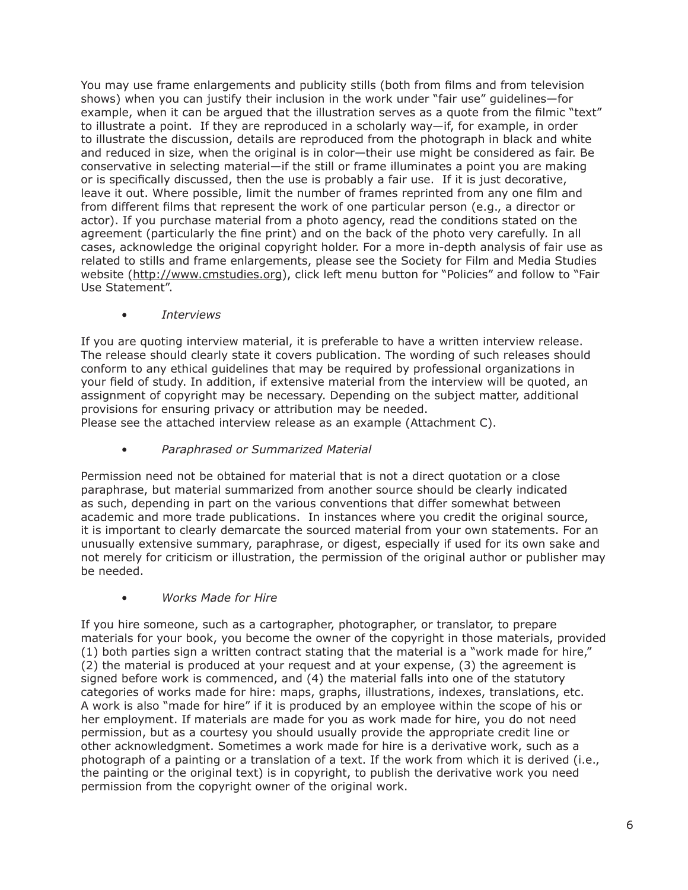You may use frame enlargements and publicity stills (both from films and from television shows) when you can justify their inclusion in the work under "fair use" guidelines—for example, when it can be argued that the illustration serves as a quote from the filmic "text" to illustrate a point. If they are reproduced in a scholarly way—if, for example, in order to illustrate the discussion, details are reproduced from the photograph in black and white and reduced in size, when the original is in color—their use might be considered as fair. Be conservative in selecting material—if the still or frame illuminates a point you are making or is specifically discussed, then the use is probably a fair use. If it is just decorative, leave it out. Where possible, limit the number of frames reprinted from any one film and from different films that represent the work of one particular person (e.g., a director or actor). If you purchase material from a photo agency, read the conditions stated on the agreement (particularly the fine print) and on the back of the photo very carefully. In all cases, acknowledge the original copyright holder. For a more in-depth analysis of fair use as related to stills and frame enlargements, please see the Society for Film and Media Studies website (http://www.cmstudies.org), click left menu button for "Policies" and follow to "Fair Use Statement".

- *Interviews*

If you are quoting interview material, it is preferable to have a written interview release. The release should clearly state it covers publication. The wording of such releases should conform to any ethical guidelines that may be required by professional organizations in your field of study. In addition, if extensive material from the interview will be quoted, an assignment of copyright may be necessary. Depending on the subject matter, additional provisions for ensuring privacy or attribution may be needed.
Please see the attached interview release as an example (Attachment C).

- *Paraphrased or Summarized Material*

Permission need not be obtained for material that is not a direct quotation or a close paraphrase, but material summarized from another source should be clearly indicated as such, depending in part on the various conventions that differ somewhat between academic and more trade publications. In instances where you credit the original source, it is important to clearly demarcate the sourced material from your own statements. For an unusually extensive summary, paraphrase, or digest, especially if used for its own sake and not merely for criticism or illustration, the permission of the original author or publisher may be needed.

- *Works Made for Hire*

If you hire someone, such as a cartographer, photographer, or translator, to prepare materials for your book, you become the owner of the copyright in those materials, provided (1) both parties sign a written contract stating that the material is a "work made for hire," (2) the material is produced at your request and at your expense, (3) the agreement is signed before work is commenced, and (4) the material falls into one of the statutory categories of works made for hire: maps, graphs, illustrations, indexes, translations, etc. A work is also "made for hire" if it is produced by an employee within the scope of his or her employment. If materials are made for you as work made for hire, you do not need permission, but as a courtesy you should usually provide the appropriate credit line or other acknowledgment. Sometimes a work made for hire is a derivative work, such as a photograph of a painting or a translation of a text. If the work from which it is derived (i.e., the painting or the original text) is in copyright, to publish the derivative work you need permission from the copyright owner of the original work.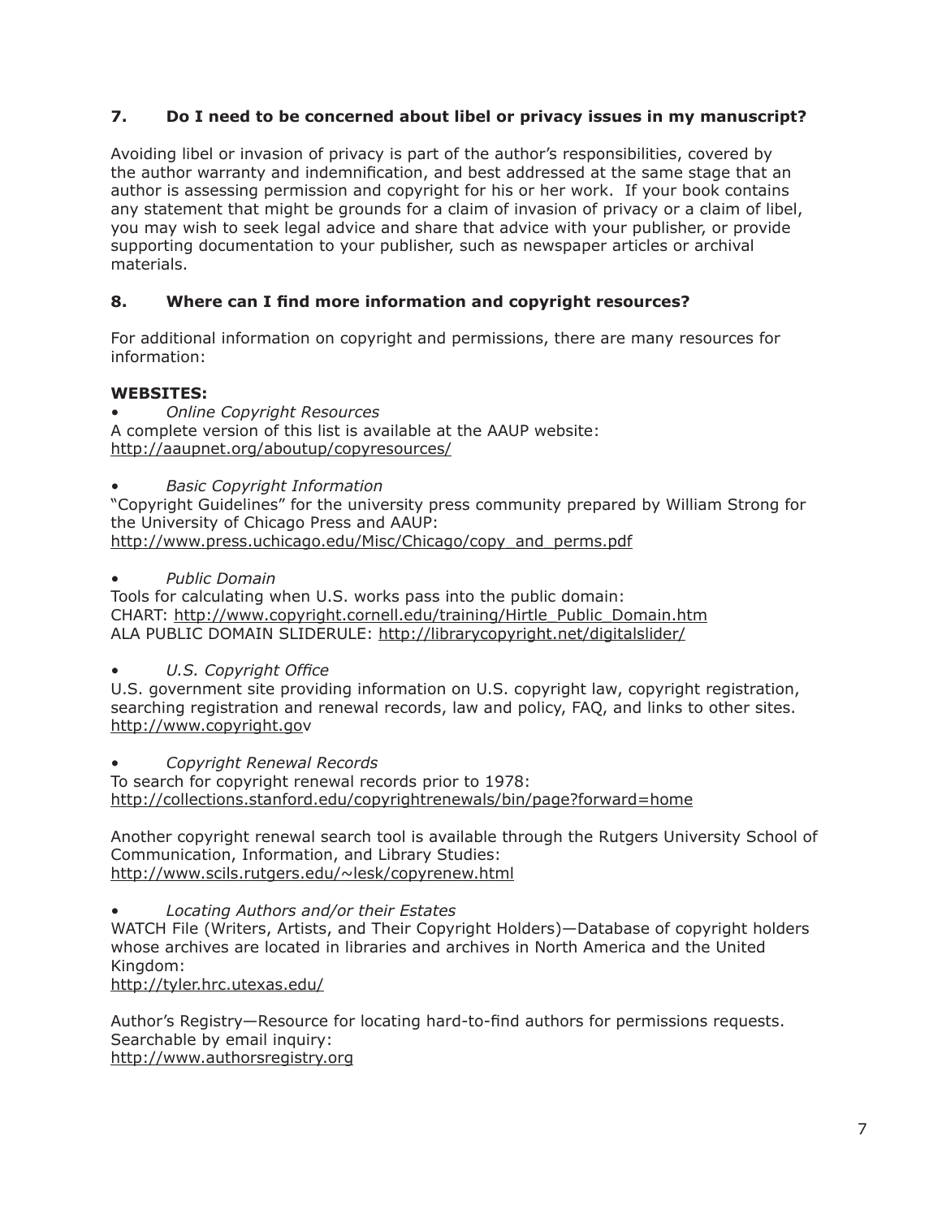### 7. Do I need to be concerned about libel or privacy issues in my manuscript?

Avoiding libel or invasion of privacy is part of the author's responsibilities, covered by the author warranty and indemnification, and best addressed at the same stage that an author is assessing permission and copyright for his or her work. If your book contains any statement that might be grounds for a claim of invasion of privacy or a claim of libel, you may wish to seek legal advice and share that advice with your publisher, or provide supporting documentation to your publisher, such as newspaper articles or archival materials.

### 8. Where can I find more information and copyright resources?

For additional information on copyright and permissions, there are many resources for information:

**WEBSITES:**

- *Online Copyright Resources*

A complete version of this list is available at the AAUP website:
http://aaupnet.org/aboutup/copyresources/

- *Basic Copyright Information*

"Copyright Guidelines" for the university press community prepared by William Strong for the University of Chicago Press and AAUP:
http://www.press.uchicago.edu/Misc/Chicago/copy_and_perms.pdf

- *Public Domain*

Tools for calculating when U.S. works pass into the public domain:
CHART: http://www.copyright.cornell.edu/training/Hirtle_Public_Domain.htm
ALA PUBLIC DOMAIN SLIDERULE: http://librarycopyright.net/digitalslider/

- *U.S. Copyright Office*

U.S. government site providing information on U.S. copyright law, copyright registration, searching registration and renewal records, law and policy, FAQ, and links to other sites.
http://www.copyright.gov

- *Copyright Renewal Records*

To search for copyright renewal records prior to 1978:
http://collections.stanford.edu/copyrightrenewals/bin/page?forward=home

Another copyright renewal search tool is available through the Rutgers University School of Communication, Information, and Library Studies:
http://www.scils.rutgers.edu/~lesk/copyrenew.html

- *Locating Authors and/or their Estates*

WATCH File (Writers, Artists, and Their Copyright Holders)—Database of copyright holders whose archives are located in libraries and archives in North America and the United Kingdom:
http://tyler.hrc.utexas.edu/

Author's Registry—Resource for locating hard-to-find authors for permissions requests. Searchable by email inquiry:
http://www.authorsregistry.org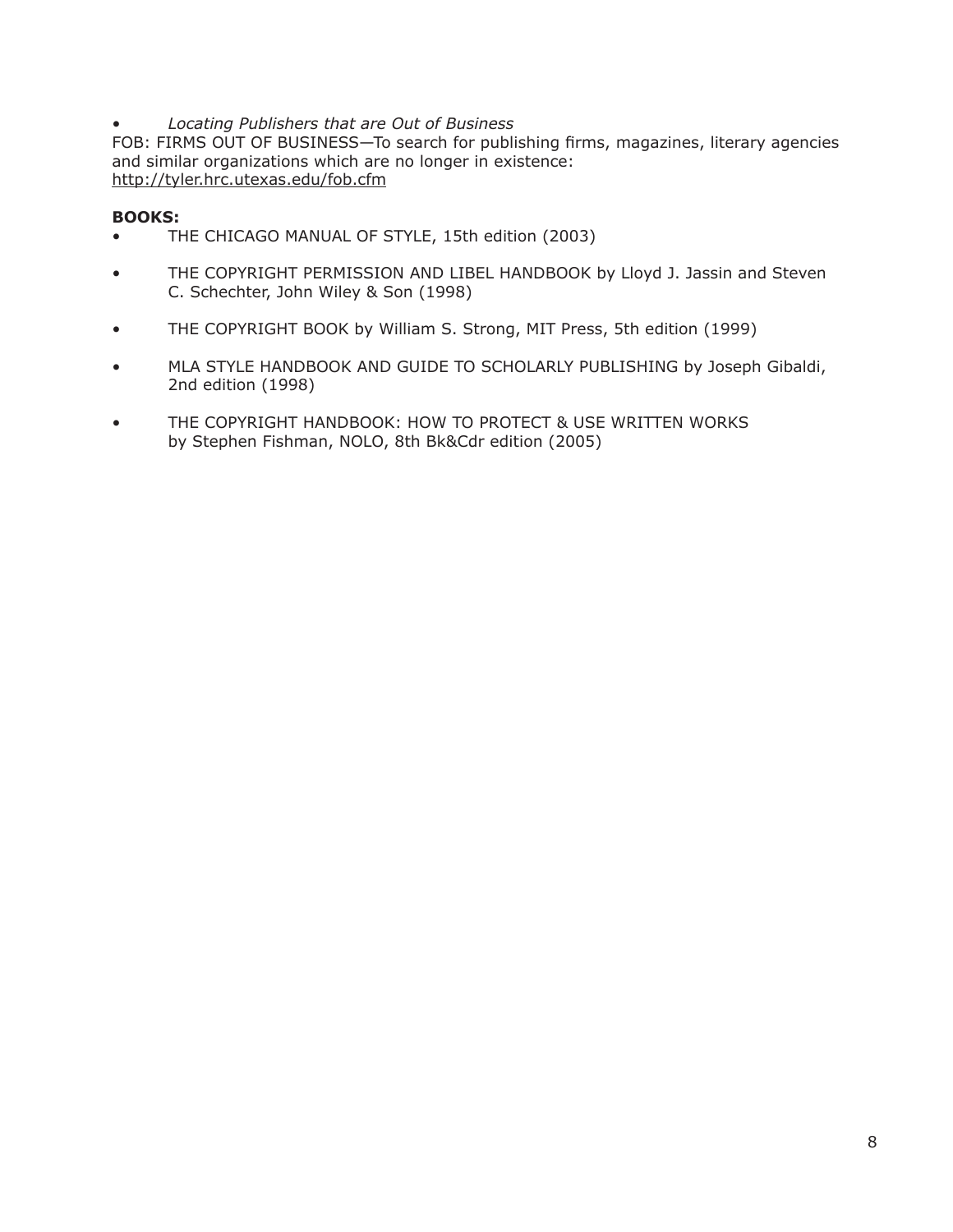- *Locating Publishers that are Out of Business*

FOB: FIRMS OUT OF BUSINESS—To search for publishing firms, magazines, literary agencies and similar organizations which are no longer in existence:
http://tyler.hrc.utexas.edu/fob.cfm

**BOOKS:**

- THE CHICAGO MANUAL OF STYLE, 15th edition (2003)
- THE COPYRIGHT PERMISSION AND LIBEL HANDBOOK by Lloyd J. Jassin and Steven C. Schechter, John Wiley & Son (1998)
- THE COPYRIGHT BOOK by William S. Strong, MIT Press, 5th edition (1999)
- MLA STYLE HANDBOOK AND GUIDE TO SCHOLARLY PUBLISHING by Joseph Gibaldi, 2nd edition (1998)
- THE COPYRIGHT HANDBOOK: HOW TO PROTECT & USE WRITTEN WORKS by Stephen Fishman, NOLO, 8th Bk&Cdr edition (2005)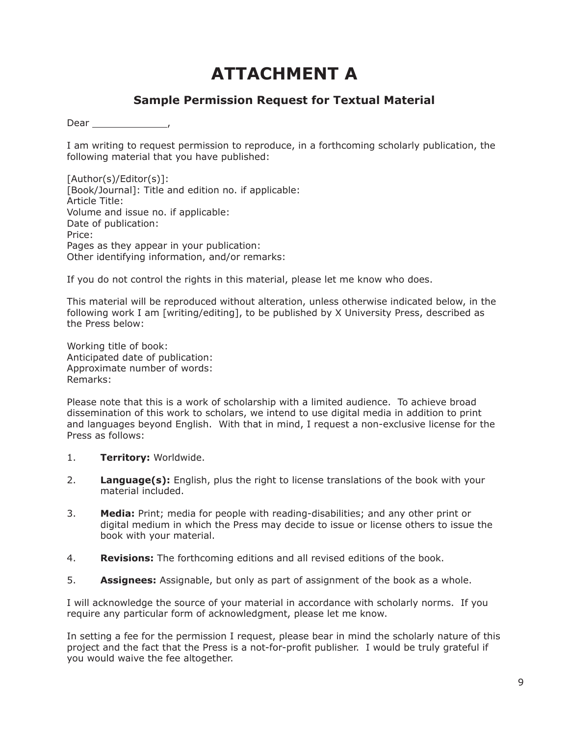# ATTACHMENT A

## Sample Permission Request for Textual Material

Dear _____________,

I am writing to request permission to reproduce, in a forthcoming scholarly publication, the following material that you have published:

[Author(s)/Editor(s)]:
[Book/Journal]: Title and edition no. if applicable:
Article Title:
Volume and issue no. if applicable:
Date of publication:
Price:
Pages as they appear in your publication:
Other identifying information, and/or remarks:

If you do not control the rights in this material, please let me know who does.

This material will be reproduced without alteration, unless otherwise indicated below, in the following work I am [writing/editing], to be published by X University Press, described as the Press below:

Working title of book:
Anticipated date of publication:
Approximate number of words:
Remarks:

Please note that this is a work of scholarship with a limited audience. To achieve broad dissemination of this work to scholars, we intend to use digital media in addition to print and languages beyond English. With that in mind, I request a non-exclusive license for the Press as follows:

1. **Territory:** Worldwide.

2. **Language(s):** English, plus the right to license translations of the book with your material included.

3. **Media:** Print; media for people with reading-disabilities; and any other print or digital medium in which the Press may decide to issue or license others to issue the book with your material.

4. **Revisions:** The forthcoming editions and all revised editions of the book.

5. **Assignees:** Assignable, but only as part of assignment of the book as a whole.

I will acknowledge the source of your material in accordance with scholarly norms. If you require any particular form of acknowledgment, please let me know.

In setting a fee for the permission I request, please bear in mind the scholarly nature of this project and the fact that the Press is a not-for-profit publisher. I would be truly grateful if you would waive the fee altogether.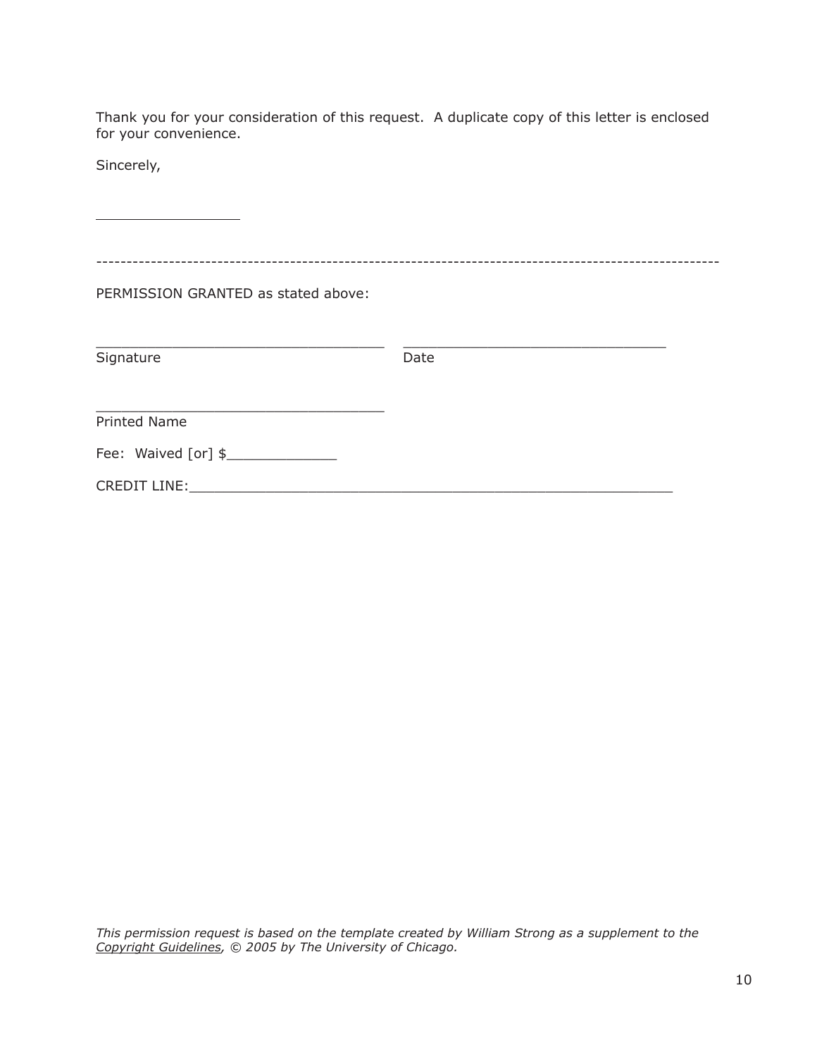Thank you for your consideration of this request. A duplicate copy of this letter is enclosed for your convenience.

Sincerely,

_________________

-----------------------------------------------------------------------------------------------------

PERMISSION GRANTED as stated above:

___________________________________ ________________________________
Signature Date

___________________________________
Printed Name

Fee: Waived [or] $_____________

CREDIT LINE:___________________________________________________________

*This permission request is based on the template created by William Strong as a supplement to the <u>Copyright Guidelines</u>, © 2005 by The University of Chicago.*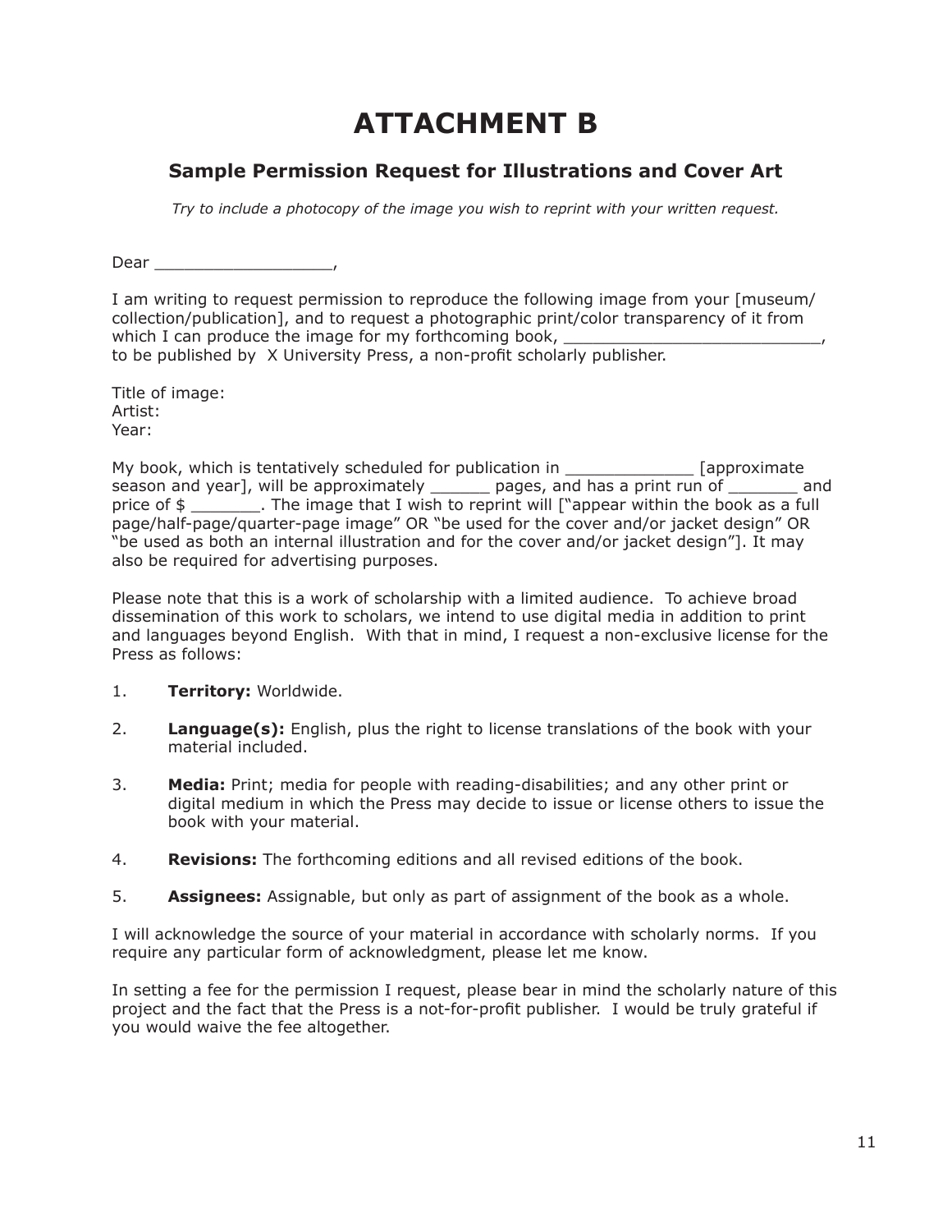# ATTACHMENT B

## Sample Permission Request for Illustrations and Cover Art

*Try to include a photocopy of the image you wish to reprint with your written request.*

Dear __________________,

I am writing to request permission to reproduce the following image from your [museum/collection/publication], and to request a photographic print/color transparency of it from which I can produce the image for my forthcoming book, __________________________, to be published by X University Press, a non-profit scholarly publisher.

Title of image:
Artist:
Year:

My book, which is tentatively scheduled for publication in _____________ [approximate season and year], will be approximately ______ pages, and has a print run of _______ and price of $ _______. The image that I wish to reprint will ["appear within the book as a full page/half-page/quarter-page image" OR "be used for the cover and/or jacket design" OR "be used as both an internal illustration and for the cover and/or jacket design"]. It may also be required for advertising purposes.

Please note that this is a work of scholarship with a limited audience. To achieve broad dissemination of this work to scholars, we intend to use digital media in addition to print and languages beyond English. With that in mind, I request a non-exclusive license for the Press as follows:

1. **Territory:** Worldwide.
2. **Language(s):** English, plus the right to license translations of the book with your material included.
3. **Media:** Print; media for people with reading-disabilities; and any other print or digital medium in which the Press may decide to issue or license others to issue the book with your material.
4. **Revisions:** The forthcoming editions and all revised editions of the book.
5. **Assignees:** Assignable, but only as part of assignment of the book as a whole.

I will acknowledge the source of your material in accordance with scholarly norms. If you require any particular form of acknowledgment, please let me know.

In setting a fee for the permission I request, please bear in mind the scholarly nature of this project and the fact that the Press is a not-for-profit publisher. I would be truly grateful if you would waive the fee altogether.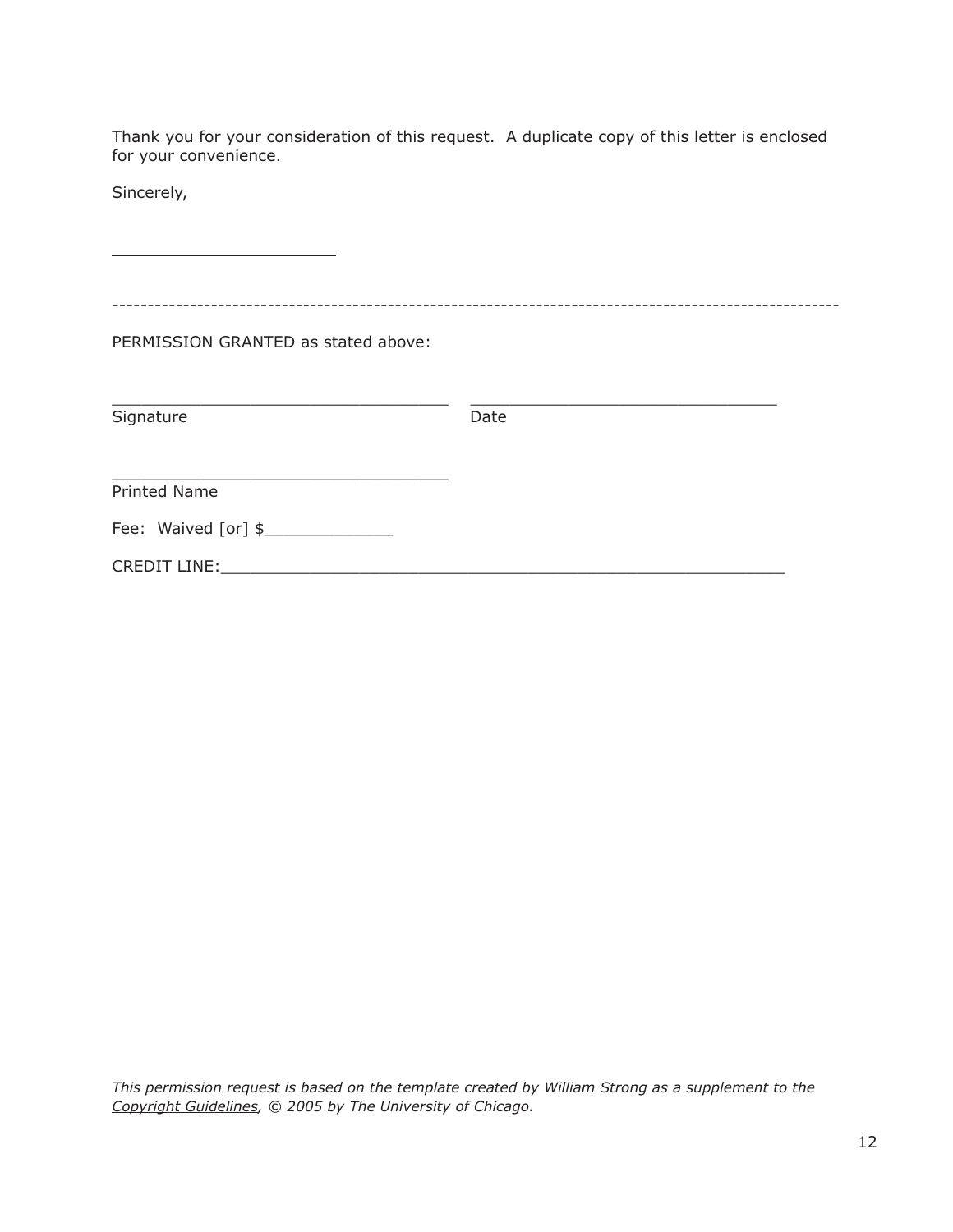Thank you for your consideration of this request.  A duplicate copy of this letter is enclosed for your convenience.

Sincerely,

________________________

----------------------------------------------------------------------------------------------------

PERMISSION GRANTED as stated above:

____________________________________ &nbsp;&nbsp;&nbsp; _________________________________

Signature &nbsp;&nbsp;&nbsp;&nbsp;&nbsp;&nbsp;&nbsp;&nbsp;&nbsp;&nbsp;&nbsp;&nbsp;&nbsp;&nbsp;&nbsp;&nbsp;&nbsp;&nbsp;&nbsp;&nbsp;&nbsp;&nbsp;&nbsp;&nbsp;&nbsp;&nbsp;&nbsp;&nbsp;&nbsp;&nbsp;&nbsp;&nbsp;&nbsp;&nbsp;&nbsp;&nbsp;&nbsp;&nbsp; Date

____________________________________

Printed Name

Fee:  Waived [or] $_____________

CREDIT LINE:____________________________________________________________

*This permission request is based on the template created by William Strong as a supplement to the <u>Copyright Guidelines</u>, © 2005 by The University of Chicago.*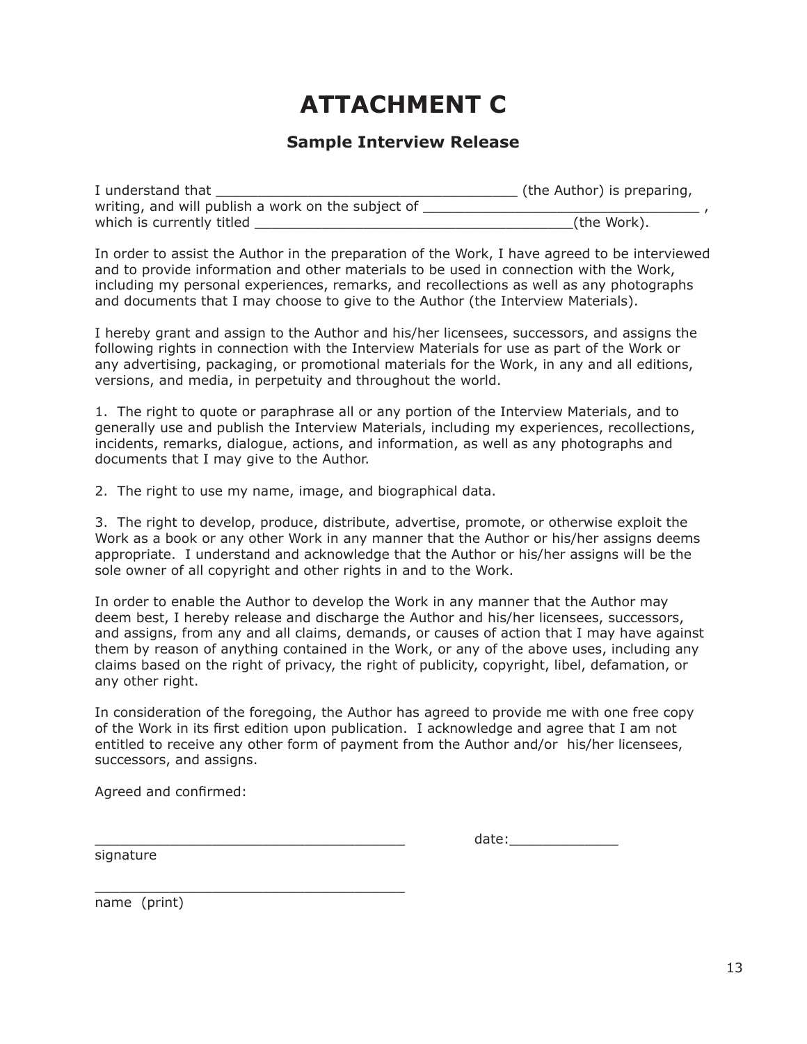# ATTACHMENT C

## Sample Interview Release

I understand that _____________________________________ (the Author) is preparing, writing, and will publish a work on the subject of __________________________________ , which is currently titled ________________________________________(the Work).

In order to assist the Author in the preparation of the Work, I have agreed to be interviewed and to provide information and other materials to be used in connection with the Work, including my personal experiences, remarks, and recollections as well as any photographs and documents that I may choose to give to the Author (the Interview Materials).

I hereby grant and assign to the Author and his/her licensees, successors, and assigns the following rights in connection with the Interview Materials for use as part of the Work or any advertising, packaging, or promotional materials for the Work, in any and all editions, versions, and media, in perpetuity and throughout the world.

1. The right to quote or paraphrase all or any portion of the Interview Materials, and to generally use and publish the Interview Materials, including my experiences, recollections, incidents, remarks, dialogue, actions, and information, as well as any photographs and documents that I may give to the Author.

2. The right to use my name, image, and biographical data.

3. The right to develop, produce, distribute, advertise, promote, or otherwise exploit the Work as a book or any other Work in any manner that the Author or his/her assigns deems appropriate. I understand and acknowledge that the Author or his/her assigns will be the sole owner of all copyright and other rights in and to the Work.

In order to enable the Author to develop the Work in any manner that the Author may deem best, I hereby release and discharge the Author and his/her licensees, successors, and assigns, from any and all claims, demands, or causes of action that I may have against them by reason of anything contained in the Work, or any of the above uses, including any claims based on the right of privacy, the right of publicity, copyright, libel, defamation, or any other right.

In consideration of the foregoing, the Author has agreed to provide me with one free copy of the Work in its first edition upon publication. I acknowledge and agree that I am not entitled to receive any other form of payment from the Author and/or his/her licensees, successors, and assigns.

Agreed and confirmed:

______________________________________ date:_____________
signature

______________________________________
name (print)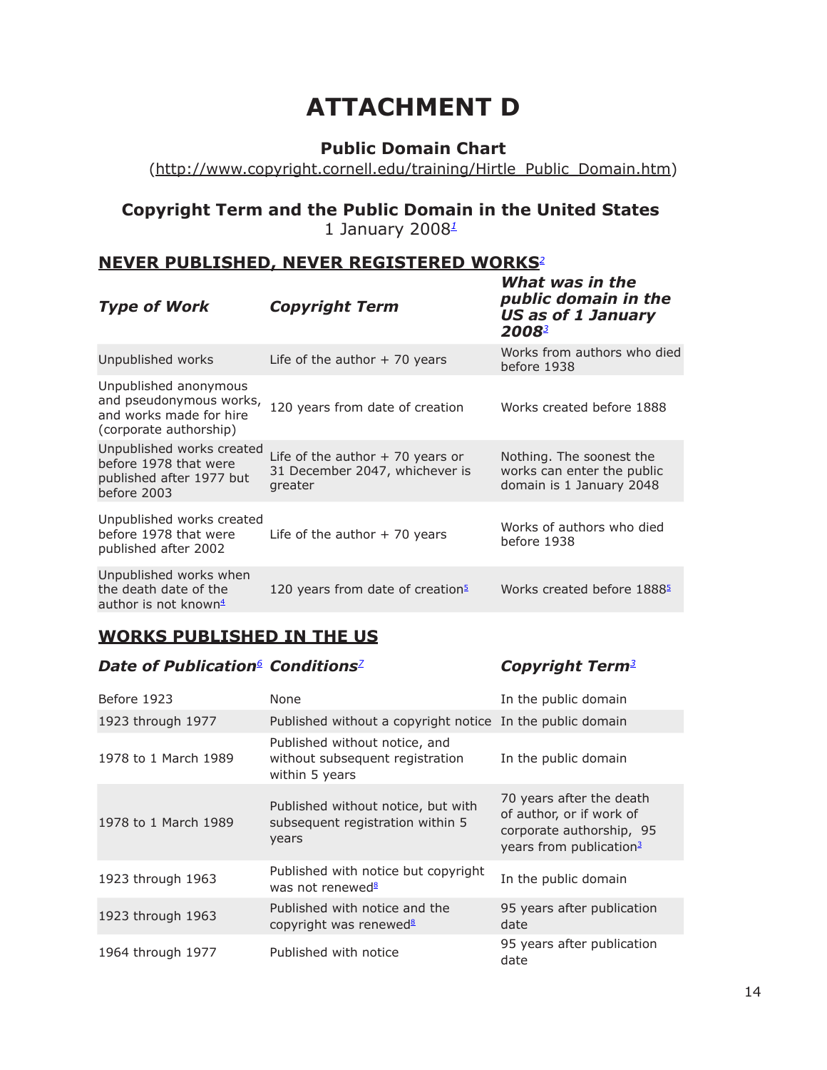# ATTACHMENT D

## Public Domain Chart

(http://www.copyright.cornell.edu/training/Hirtle_Public_Domain.htm)

## Copyright Term and the Public Domain in the United States

1 January 2008[1]

### NEVER PUBLISHED, NEVER REGISTERED WORKS[2]

| *Type of Work* | *Copyright Term* | *What was in the public domain in the US as of 1 January 2008*[3] |
|---|---|---|
| Unpublished works | Life of the author + 70 years | Works from authors who died before 1938 |
| Unpublished anonymous and pseudonymous works, and works made for hire (corporate authorship) | 120 years from date of creation | Works created before 1888 |
| Unpublished works created before 1978 that were published after 1977 but before 2003 | Life of the author + 70 years or 31 December 2047, whichever is greater | Nothing. The soonest the works can enter the public domain is 1 January 2048 |
| Unpublished works created before 1978 that were published after 2002 | Life of the author + 70 years | Works of authors who died before 1938 |
| Unpublished works when the death date of the author is not known[4] | 120 years from date of creation[5] | Works created before 1888[5] |

### WORKS PUBLISHED IN THE US

| *Date of Publication*[6] | *Conditions*[7] | *Copyright Term*[3] |
|---|---|---|
| Before 1923 | None | In the public domain |
| 1923 through 1977 | Published without a copyright notice | In the public domain |
| 1978 to 1 March 1989 | Published without notice, and without subsequent registration within 5 years | In the public domain |
| 1978 to 1 March 1989 | Published without notice, but with subsequent registration within 5 years | 70 years after the death of author, or if work of corporate authorship, 95 years from publication[3] |
| 1923 through 1963 | Published with notice but copyright was not renewed[8] | In the public domain |
| 1923 through 1963 | Published with notice and the copyright was renewed[8] | 95 years after publication date |
| 1964 through 1977 | Published with notice | 95 years after publication date |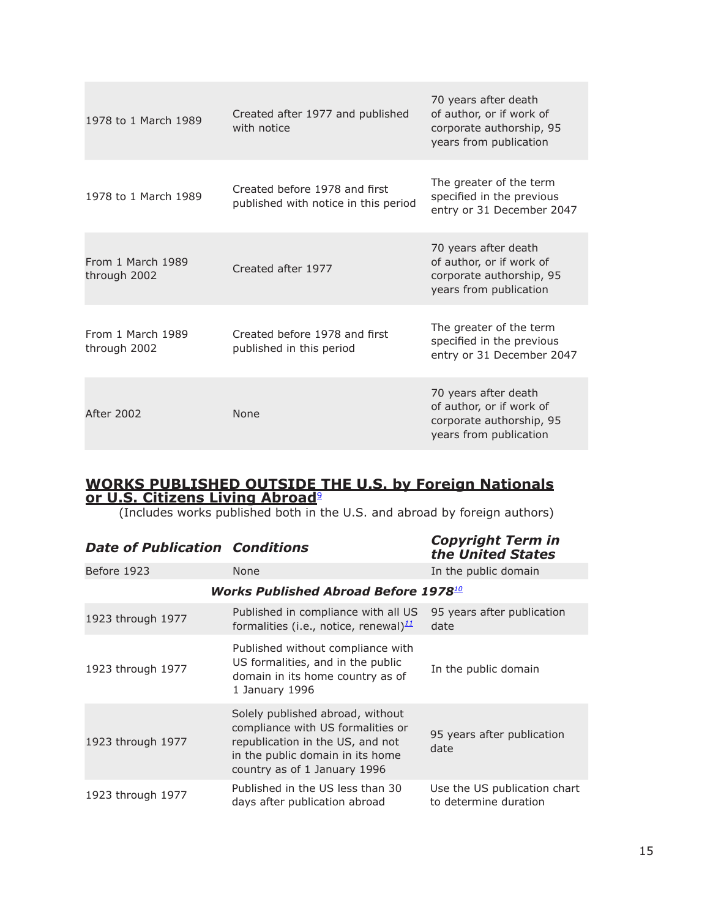| | | |
|---|---|---|
| 1978 to 1 March 1989 | Created after 1977 and published with notice | 70 years after death of author, or if work of corporate authorship, 95 years from publication |
| 1978 to 1 March 1989 | Created before 1978 and first published with notice in this period | The greater of the term specified in the previous entry or 31 December 2047 |
| From 1 March 1989 through 2002 | Created after 1977 | 70 years after death of author, or if work of corporate authorship, 95 years from publication |
| From 1 March 1989 through 2002 | Created before 1978 and first published in this period | The greater of the term specified in the previous entry or 31 December 2047 |
| After 2002 | None | 70 years after death of author, or if work of corporate authorship, 95 years from publication |

## WORKS PUBLISHED OUTSIDE THE U.S. by Foreign Nationals or U.S. Citizens Living Abroad[9]

(Includes works published both in the U.S. and abroad by foreign authors)

| ***Date of Publication*** | ***Conditions*** | ***Copyright Term in the United States*** |
|---|---|---|
| Before 1923 | None | In the public domain |
| | ***Works Published Abroad Before 1978***[10] | |
| 1923 through 1977 | Published in compliance with all US formalities (i.e., notice, renewal)[11] | 95 years after publication date |
| 1923 through 1977 | Published without compliance with US formalities, and in the public domain in its home country as of 1 January 1996 | In the public domain |
| 1923 through 1977 | Solely published abroad, without compliance with US formalities or republication in the US, and not in the public domain in its home country as of 1 January 1996 | 95 years after publication date |
| 1923 through 1977 | Published in the US less than 30 days after publication abroad | Use the US publication chart to determine duration |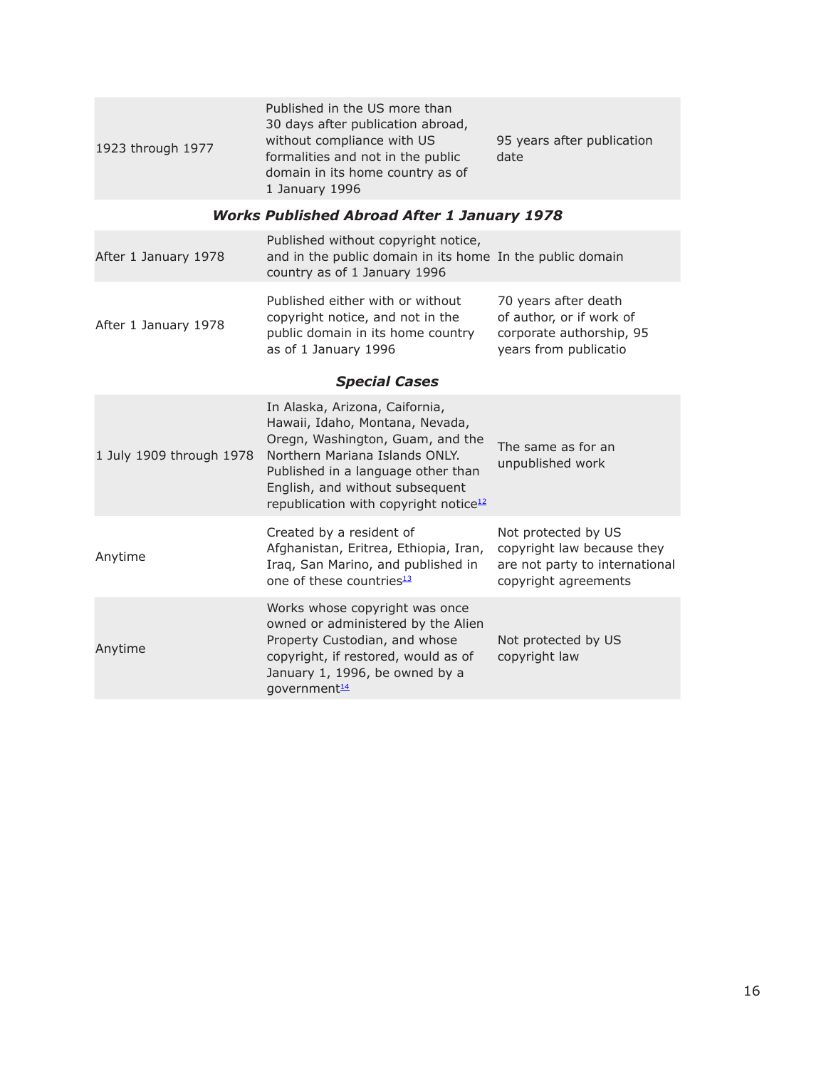| | | |
|---|---|---|
| 1923 through 1977 | Published in the US more than 30 days after publication abroad, without compliance with US formalities and not in the public domain in its home country as of 1 January 1996 | 95 years after publication date |
| ***Works Published Abroad After 1 January 1978*** | | |
| After 1 January 1978 | Published without copyright notice, and in the public domain in its home country as of 1 January 1996 | In the public domain |
| After 1 January 1978 | Published either with or without copyright notice, and not in the public domain in its home country as of 1 January 1996 | 70 years after death of author, or if work of corporate authorship, 95 years from publicatio |
| ***Special Cases*** | | |
| 1 July 1909 through 1978 | In Alaska, Arizona, Caifornia, Hawaii, Idaho, Montana, Nevada, Oregn, Washington, Guam, and the Northern Mariana Islands ONLY. Published in a language other than English, and without subsequent republication with copyright notice[12] | The same as for an unpublished work |
| Anytime | Created by a resident of Afghanistan, Eritrea, Ethiopia, Iran, Iraq, San Marino, and published in one of these countries[13] | Not protected by US copyright law because they are not party to international copyright agreements |
| Anytime | Works whose copyright was once owned or administered by the Alien Property Custodian, and whose copyright, if restored, would as of January 1, 1996, be owned by a government[14] | Not protected by US copyright law |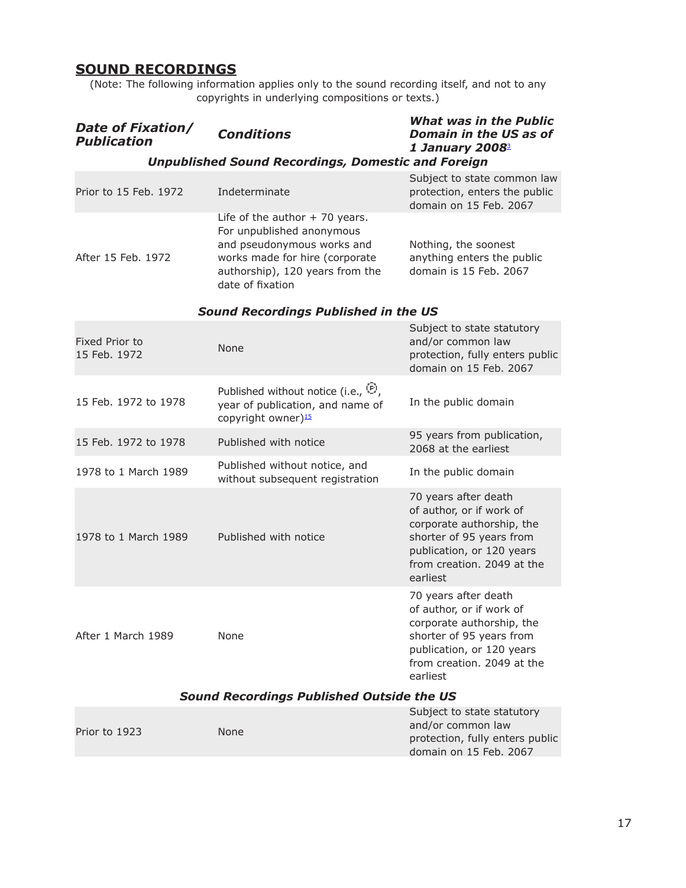## SOUND RECORDINGS

(Note: The following information applies only to the sound recording itself, and not to any copyrights in underlying compositions or texts.)

| ***Date of Fixation/ Publication*** | ***Conditions*** | ***What was in the Public Domain in the US as of 1 January 2008***[3] |
|---|---|---|
| ***Unpublished Sound Recordings, Domestic and Foreign*** | | |
| Prior to 15 Feb. 1972 | Indeterminate | Subject to state common law protection, enters the public domain on 15 Feb. 2067 |
| After 15 Feb. 1972 | Life of the author + 70 years. For unpublished anonymous and pseudonymous works and works made for hire (corporate authorship), 120 years from the date of fixation | Nothing, the soonest anything enters the public domain is 15 Feb. 2067 |
| ***Sound Recordings Published in the US*** | | |
| Fixed Prior to 15 Feb. 1972 | None | Subject to state statutory and/or common law protection, fully enters public domain on 15 Feb. 2067 |
| 15 Feb. 1972 to 1978 | Published without notice (i.e., ℗, year of publication, and name of copyright owner)[15] | In the public domain |
| 15 Feb. 1972 to 1978 | Published with notice | 95 years from publication, 2068 at the earliest |
| 1978 to 1 March 1989 | Published without notice, and without subsequent registration | In the public domain |
| 1978 to 1 March 1989 | Published with notice | 70 years after death of author, or if work of corporate authorship, the shorter of 95 years from publication, or 120 years from creation. 2049 at the earliest |
| After 1 March 1989 | None | 70 years after death of author, or if work of corporate authorship, the shorter of 95 years from publication, or 120 years from creation. 2049 at the earliest |
| ***Sound Recordings Published Outside the US*** | | |
| Prior to 1923 | None | Subject to state statutory and/or common law protection, fully enters public domain on 15 Feb. 2067 |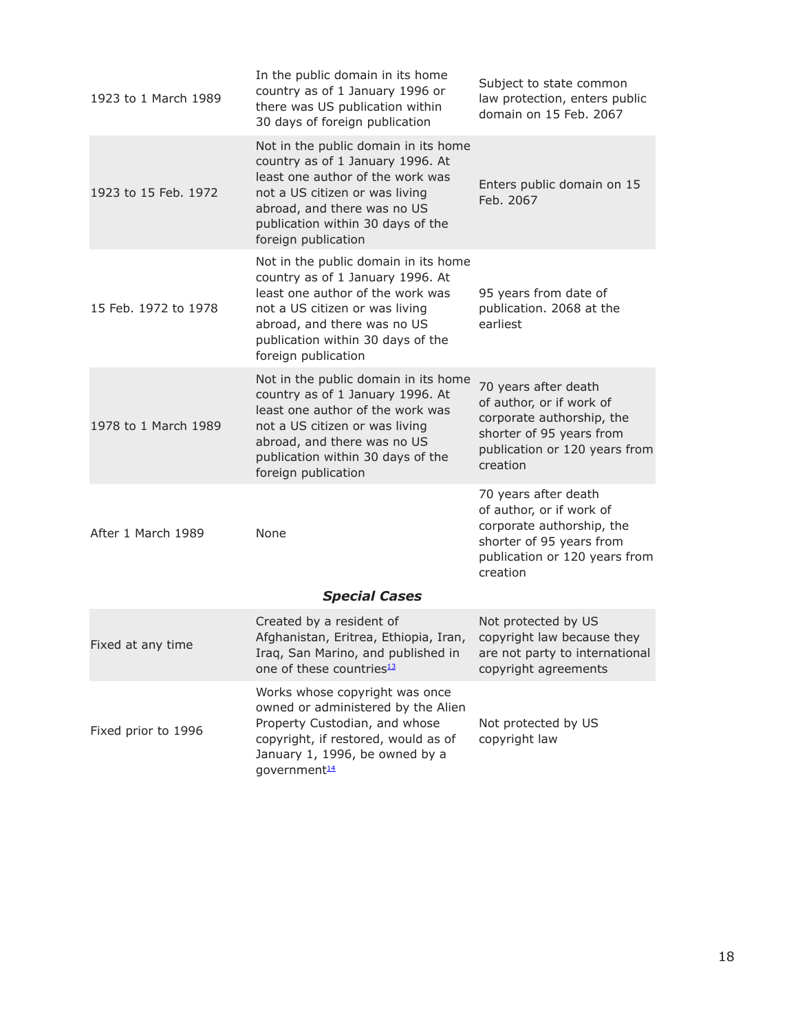| | | |
|---|---|---|
| 1923 to 1 March 1989 | In the public domain in its home country as of 1 January 1996 or there was US publication within 30 days of foreign publication | Subject to state common law protection, enters public domain on 15 Feb. 2067 |
| 1923 to 15 Feb. 1972 | Not in the public domain in its home country as of 1 January 1996. At least one author of the work was not a US citizen or was living abroad, and there was no US publication within 30 days of the foreign publication | Enters public domain on 15 Feb. 2067 |
| 15 Feb. 1972 to 1978 | Not in the public domain in its home country as of 1 January 1996. At least one author of the work was not a US citizen or was living abroad, and there was no US publication within 30 days of the foreign publication | 95 years from date of publication. 2068 at the earliest |
| 1978 to 1 March 1989 | Not in the public domain in its home country as of 1 January 1996. At least one author of the work was not a US citizen or was living abroad, and there was no US publication within 30 days of the foreign publication | 70 years after death of author, or if work of corporate authorship, the shorter of 95 years from publication or 120 years from creation |
| After 1 March 1989 | None | 70 years after death of author, or if work of corporate authorship, the shorter of 95 years from publication or 120 years from creation |
| | ***Special Cases*** | |
| Fixed at any time | Created by a resident of Afghanistan, Eritrea, Ethiopia, Iran, Iraq, San Marino, and published in one of these countries[13] | Not protected by US copyright law because they are not party to international copyright agreements |
| Fixed prior to 1996 | Works whose copyright was once owned or administered by the Alien Property Custodian, and whose copyright, if restored, would as of January 1, 1996, be owned by a government[14] | Not protected by US copyright law |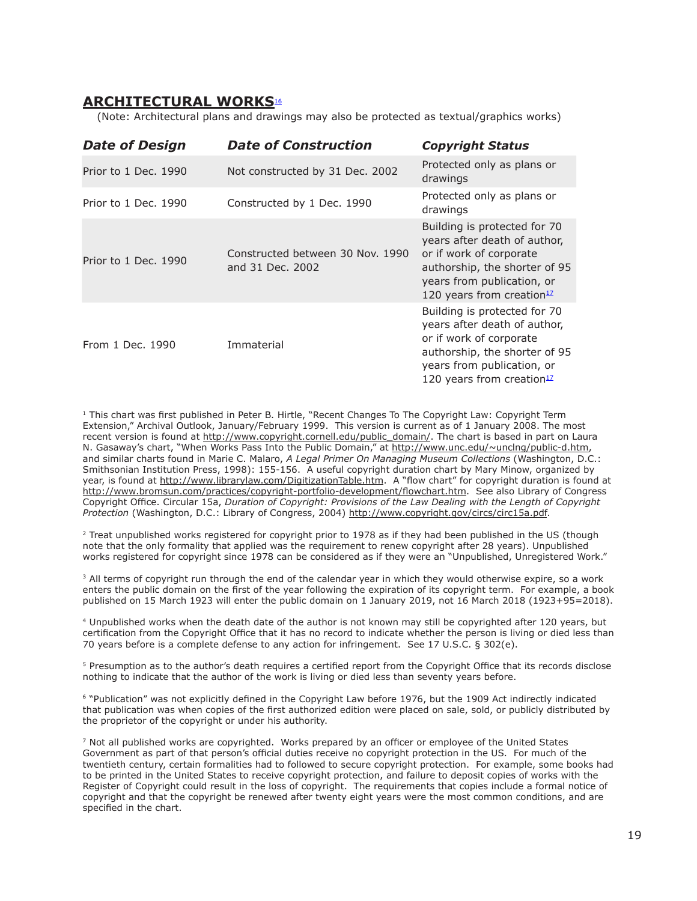## ARCHITECTURAL WORKS[16]

(Note: Architectural plans and drawings may also be protected as textual/graphics works)

| *Date of Design* | *Date of Construction* | *Copyright Status* |
|---|---|---|
| Prior to 1 Dec. 1990 | Not constructed by 31 Dec. 2002 | Protected only as plans or drawings |
| Prior to 1 Dec. 1990 | Constructed by 1 Dec. 1990 | Protected only as plans or drawings |
| Prior to 1 Dec. 1990 | Constructed between 30 Nov. 1990 and 31 Dec. 2002 | Building is protected for 70 years after death of author, or if work of corporate authorship, the shorter of 95 years from publication, or 120 years from creation[17] |
| From 1 Dec. 1990 | Immaterial | Building is protected for 70 years after death of author, or if work of corporate authorship, the shorter of 95 years from publication, or 120 years from creation[17] |

[1] This chart was first published in Peter B. Hirtle, "Recent Changes To The Copyright Law: Copyright Term Extension," Archival Outlook, January/February 1999. This version is current as of 1 January 2008. The most recent version is found at http://www.copyright.cornell.edu/public_domain/. The chart is based in part on Laura N. Gasaway's chart, "When Works Pass Into the Public Domain," at http://www.unc.edu/~unclng/public-d.htm, and similar charts found in Marie C. Malaro, *A Legal Primer On Managing Museum Collections* (Washington, D.C.: Smithsonian Institution Press, 1998): 155-156. A useful copyright duration chart by Mary Minow, organized by year, is found at http://www.librarylaw.com/DigitizationTable.htm. A "flow chart" for copyright duration is found at http://www.bromsun.com/practices/copyright-portfolio-development/flowchart.htm. See also Library of Congress Copyright Office. Circular 15a, *Duration of Copyright: Provisions of the Law Dealing with the Length of Copyright Protection* (Washington, D.C.: Library of Congress, 2004) http://www.copyright.gov/circs/circ15a.pdf.

[2] Treat unpublished works registered for copyright prior to 1978 as if they had been published in the US (though note that the only formality that applied was the requirement to renew copyright after 28 years). Unpublished works registered for copyright since 1978 can be considered as if they were an "Unpublished, Unregistered Work."

[3] All terms of copyright run through the end of the calendar year in which they would otherwise expire, so a work enters the public domain on the first of the year following the expiration of its copyright term. For example, a book published on 15 March 1923 will enter the public domain on 1 January 2019, not 16 March 2018 (1923+95=2018).

[4] Unpublished works when the death date of the author is not known may still be copyrighted after 120 years, but certification from the Copyright Office that it has no record to indicate whether the person is living or died less than 70 years before is a complete defense to any action for infringement. See 17 U.S.C. § 302(e).

[5] Presumption as to the author's death requires a certified report from the Copyright Office that its records disclose nothing to indicate that the author of the work is living or died less than seventy years before.

[6] "Publication" was not explicitly defined in the Copyright Law before 1976, but the 1909 Act indirectly indicated that publication was when copies of the first authorized edition were placed on sale, sold, or publicly distributed by the proprietor of the copyright or under his authority.

[7] Not all published works are copyrighted. Works prepared by an officer or employee of the United States Government as part of that person's official duties receive no copyright protection in the US. For much of the twentieth century, certain formalities had to followed to secure copyright protection. For example, some books had to be printed in the United States to receive copyright protection, and failure to deposit copies of works with the Register of Copyright could result in the loss of copyright. The requirements that copies include a formal notice of copyright and that the copyright be renewed after twenty eight years were the most common conditions, and are specified in the chart.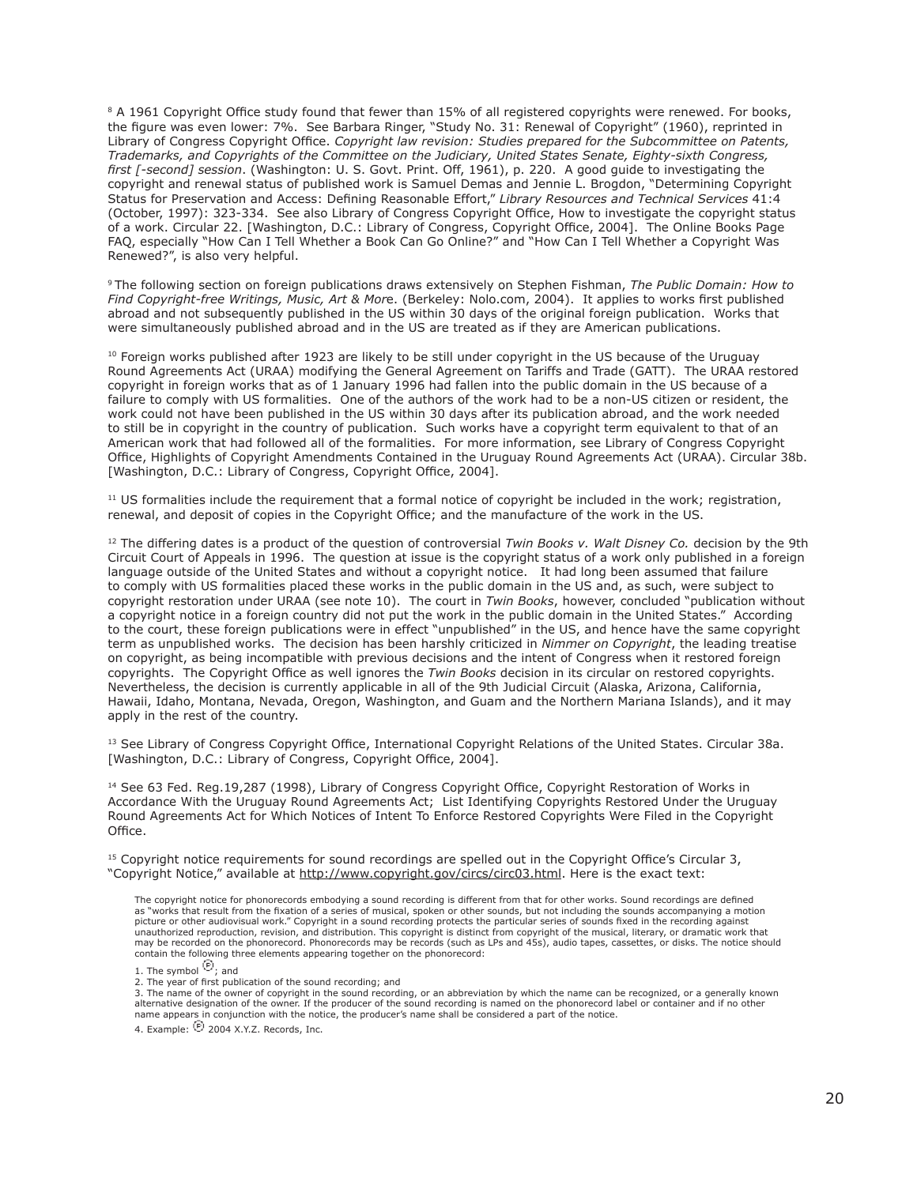[8] A 1961 Copyright Office study found that fewer than 15% of all registered copyrights were renewed. For books, the figure was even lower: 7%. See Barbara Ringer, "Study No. 31: Renewal of Copyright" (1960), reprinted in Library of Congress Copyright Office. *Copyright law revision: Studies prepared for the Subcommittee on Patents, Trademarks, and Copyrights of the Committee on the Judiciary, United States Senate, Eighty-sixth Congress, first [-second] session*. (Washington: U. S. Govt. Print. Off, 1961), p. 220. A good guide to investigating the copyright and renewal status of published work is Samuel Demas and Jennie L. Brogdon, "Determining Copyright Status for Preservation and Access: Defining Reasonable Effort," *Library Resources and Technical Services* 41:4 (October, 1997): 323-334. See also Library of Congress Copyright Office, How to investigate the copyright status of a work. Circular 22. [Washington, D.C.: Library of Congress, Copyright Office, 2004]. The Online Books Page FAQ, especially "How Can I Tell Whether a Book Can Go Online?" and "How Can I Tell Whether a Copyright Was Renewed?", is also very helpful.

[9] The following section on foreign publications draws extensively on Stephen Fishman, *The Public Domain: How to Find Copyright-free Writings, Music, Art & More*. (Berkeley: Nolo.com, 2004). It applies to works first published abroad and not subsequently published in the US within 30 days of the original foreign publication. Works that were simultaneously published abroad and in the US are treated as if they are American publications.

[10] Foreign works published after 1923 are likely to be still under copyright in the US because of the Uruguay Round Agreements Act (URAA) modifying the General Agreement on Tariffs and Trade (GATT). The URAA restored copyright in foreign works that as of 1 January 1996 had fallen into the public domain in the US because of a failure to comply with US formalities. One of the authors of the work had to be a non-US citizen or resident, the work could not have been published in the US within 30 days after its publication abroad, and the work needed to still be in copyright in the country of publication. Such works have a copyright term equivalent to that of an American work that had followed all of the formalities. For more information, see Library of Congress Copyright Office, Highlights of Copyright Amendments Contained in the Uruguay Round Agreements Act (URAA). Circular 38b. [Washington, D.C.: Library of Congress, Copyright Office, 2004].

[11] US formalities include the requirement that a formal notice of copyright be included in the work; registration, renewal, and deposit of copies in the Copyright Office; and the manufacture of the work in the US.

[12] The differing dates is a product of the question of controversial *Twin Books v. Walt Disney Co.* decision by the 9th Circuit Court of Appeals in 1996. The question at issue is the copyright status of a work only published in a foreign language outside of the United States and without a copyright notice. It had long been assumed that failure to comply with US formalities placed these works in the public domain in the US and, as such, were subject to copyright restoration under URAA (see note 10). The court in *Twin Books*, however, concluded "publication without a copyright notice in a foreign country did not put the work in the public domain in the United States." According to the court, these foreign publications were in effect "unpublished" in the US, and hence have the same copyright term as unpublished works. The decision has been harshly criticized in *Nimmer on Copyright*, the leading treatise on copyright, as being incompatible with previous decisions and the intent of Congress when it restored foreign copyrights. The Copyright Office as well ignores the *Twin Books* decision in its circular on restored copyrights. Nevertheless, the decision is currently applicable in all of the 9th Judicial Circuit (Alaska, Arizona, California, Hawaii, Idaho, Montana, Nevada, Oregon, Washington, and Guam and the Northern Mariana Islands), and it may apply in the rest of the country.

[13] See Library of Congress Copyright Office, International Copyright Relations of the United States. Circular 38a. [Washington, D.C.: Library of Congress, Copyright Office, 2004].

[14] See 63 Fed. Reg.19,287 (1998), Library of Congress Copyright Office, Copyright Restoration of Works in Accordance With the Uruguay Round Agreements Act; List Identifying Copyrights Restored Under the Uruguay Round Agreements Act for Which Notices of Intent To Enforce Restored Copyrights Were Filed in the Copyright Office.

[15] Copyright notice requirements for sound recordings are spelled out in the Copyright Office's Circular 3, "Copyright Notice," available at http://www.copyright.gov/circs/circ03.html. Here is the exact text:

> The copyright notice for phonorecords embodying a sound recording is different from that for other works. Sound recordings are defined as "works that result from the fixation of a series of musical, spoken or other sounds, but not including the sounds accompanying a motion picture or other audiovisual work." Copyright in a sound recording protects the particular series of sounds fixed in the recording against unauthorized reproduction, revision, and distribution. This copyright is distinct from copyright of the musical, literary, or dramatic work that may be recorded on the phonorecord. Phonorecords may be records (such as LPs and 45s), audio tapes, cassettes, or disks. The notice should contain the following three elements appearing together on the phonorecord:
>
> 1. The symbol ℗; and
> 2. The year of first publication of the sound recording; and
> 3. The name of the owner of copyright in the sound recording, or an abbreviation by which the name can be recognized, or a generally known alternative designation of the owner. If the producer of the sound recording is named on the phonorecord label or container and if no other name appears in conjunction with the notice, the producer's name shall be considered a part of the notice.
> 4. Example: ℗ 2004 X.Y.Z. Records, Inc.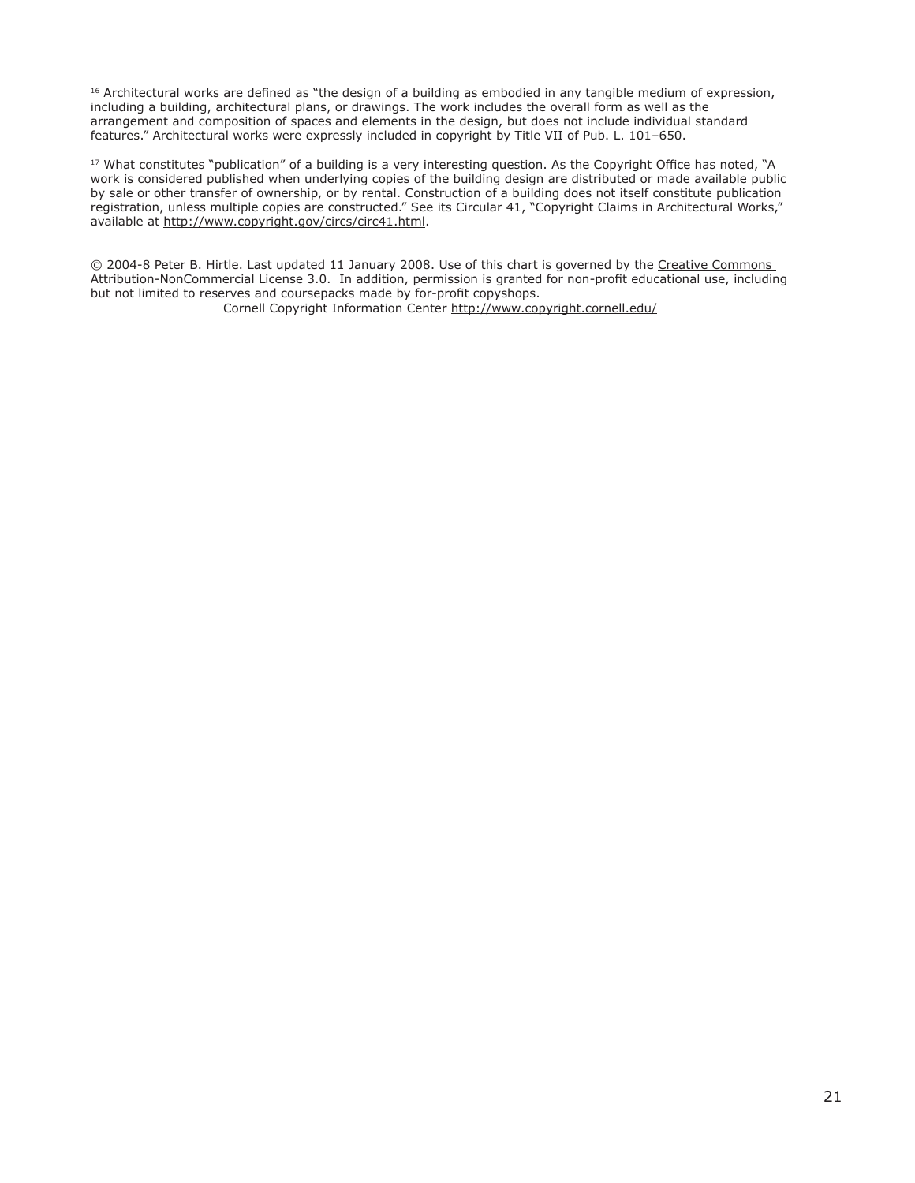[16] Architectural works are defined as "the design of a building as embodied in any tangible medium of expression, including a building, architectural plans, or drawings. The work includes the overall form as well as the arrangement and composition of spaces and elements in the design, but does not include individual standard features." Architectural works were expressly included in copyright by Title VII of Pub. L. 101–650.

[17] What constitutes "publication" of a building is a very interesting question. As the Copyright Office has noted, "A work is considered published when underlying copies of the building design are distributed or made available public by sale or other transfer of ownership, or by rental. Construction of a building does not itself constitute publication registration, unless multiple copies are constructed." See its Circular 41, "Copyright Claims in Architectural Works," available at http://www.copyright.gov/circs/circ41.html.

© 2004-8 Peter B. Hirtle. Last updated 11 January 2008. Use of this chart is governed by the Creative Commons Attribution-NonCommercial License 3.0. In addition, permission is granted for non-profit educational use, including but not limited to reserves and coursepacks made by for-profit copyshops.

Cornell Copyright Information Center http://www.copyright.cornell.edu/